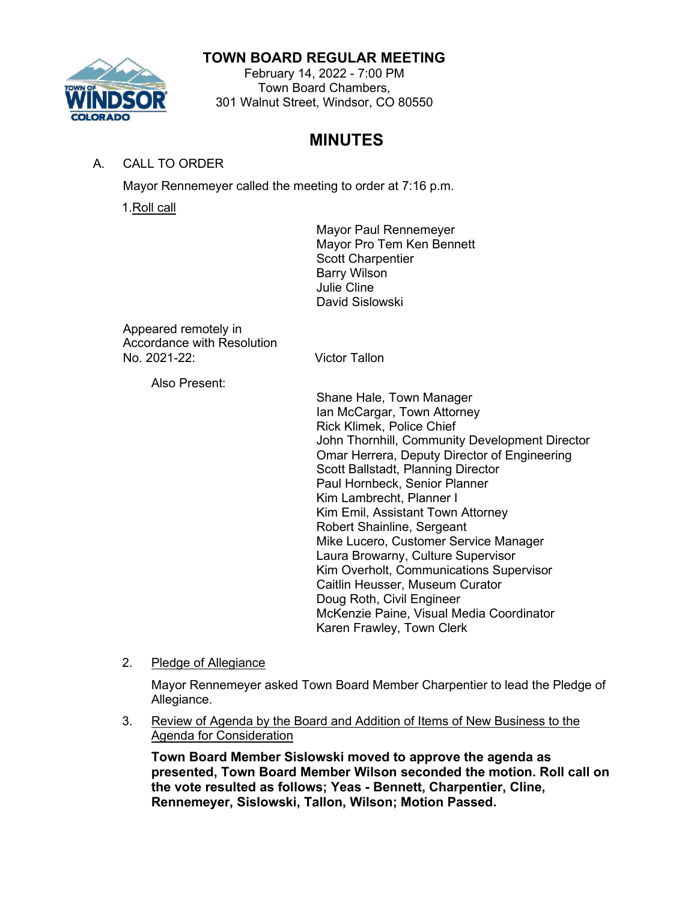# TOWN BOARD REGULAR MEETING

February 14, 2022 - 7:00 PM
Town Board Chambers,
301 Walnut Street, Windsor, CO 80550

## MINUTES

A. CALL TO ORDER

Mayor Rennemeyer called the meeting to order at 7:16 p.m.

1. Roll call

Mayor Paul Rennemeyer
Mayor Pro Tem Ken Bennett
Scott Charpentier
Barry Wilson
Julie Cline
David Sislowski

Appeared remotely in Accordance with Resolution No. 2021-22: Victor Tallon

Also Present:

Shane Hale, Town Manager
Ian McCargar, Town Attorney
Rick Klimek, Police Chief
John Thornhill, Community Development Director
Omar Herrera, Deputy Director of Engineering
Scott Ballstadt, Planning Director
Paul Hornbeck, Senior Planner
Kim Lambrecht, Planner I
Kim Emil, Assistant Town Attorney
Robert Shainline, Sergeant
Mike Lucero, Customer Service Manager
Laura Browarny, Culture Supervisor
Kim Overholt, Communications Supervisor
Caitlin Heusser, Museum Curator
Doug Roth, Civil Engineer
McKenzie Paine, Visual Media Coordinator
Karen Frawley, Town Clerk

2. Pledge of Allegiance

Mayor Rennemeyer asked Town Board Member Charpentier to lead the Pledge of Allegiance.

3. Review of Agenda by the Board and Addition of Items of New Business to the Agenda for Consideration

**Town Board Member Sislowski moved to approve the agenda as presented, Town Board Member Wilson seconded the motion. Roll call on the vote resulted as follows; Yeas - Bennett, Charpentier, Cline, Rennemeyer, Sislowski, Tallon, Wilson; Motion Passed.**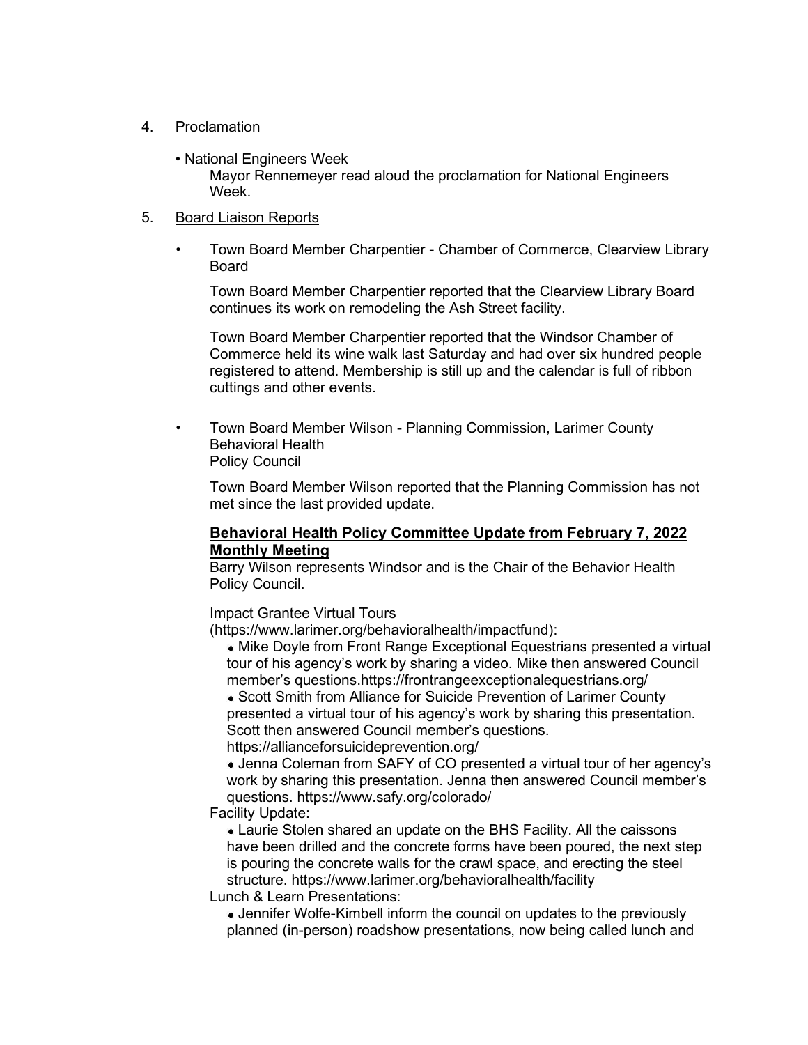4. Proclamation

   • National Engineers Week

   Mayor Rennemeyer read aloud the proclamation for National Engineers Week.

5. Board Liaison Reports

   • Town Board Member Charpentier - Chamber of Commerce, Clearview Library Board

   Town Board Member Charpentier reported that the Clearview Library Board continues its work on remodeling the Ash Street facility.

   Town Board Member Charpentier reported that the Windsor Chamber of Commerce held its wine walk last Saturday and had over six hundred people registered to attend. Membership is still up and the calendar is full of ribbon cuttings and other events.

   • Town Board Member Wilson - Planning Commission, Larimer County Behavioral Health Policy Council

   Town Board Member Wilson reported that the Planning Commission has not met since the last provided update.

   **Behavioral Health Policy Committee Update from February 7, 2022 Monthly Meeting**

   Barry Wilson represents Windsor and is the Chair of the Behavior Health Policy Council.

   Impact Grantee Virtual Tours (https://www.larimer.org/behavioralhealth/impactfund):

   - Mike Doyle from Front Range Exceptional Equestrians presented a virtual tour of his agency's work by sharing a video. Mike then answered Council member's questions.https://frontrangeexceptionalequestrians.org/
   - Scott Smith from Alliance for Suicide Prevention of Larimer County presented a virtual tour of his agency's work by sharing this presentation. Scott then answered Council member's questions. https://allianceforsuicideprevention.org/
   - Jenna Coleman from SAFY of CO presented a virtual tour of her agency's work by sharing this presentation. Jenna then answered Council member's questions. https://www.safy.org/colorado/

   Facility Update:

   - Laurie Stolen shared an update on the BHS Facility. All the caissons have been drilled and the concrete forms have been poured, the next step is pouring the concrete walls for the crawl space, and erecting the steel structure. https://www.larimer.org/behavioralhealth/facility

   Lunch & Learn Presentations:

   - Jennifer Wolfe-Kimbell inform the council on updates to the previously planned (in-person) roadshow presentations, now being called lunch and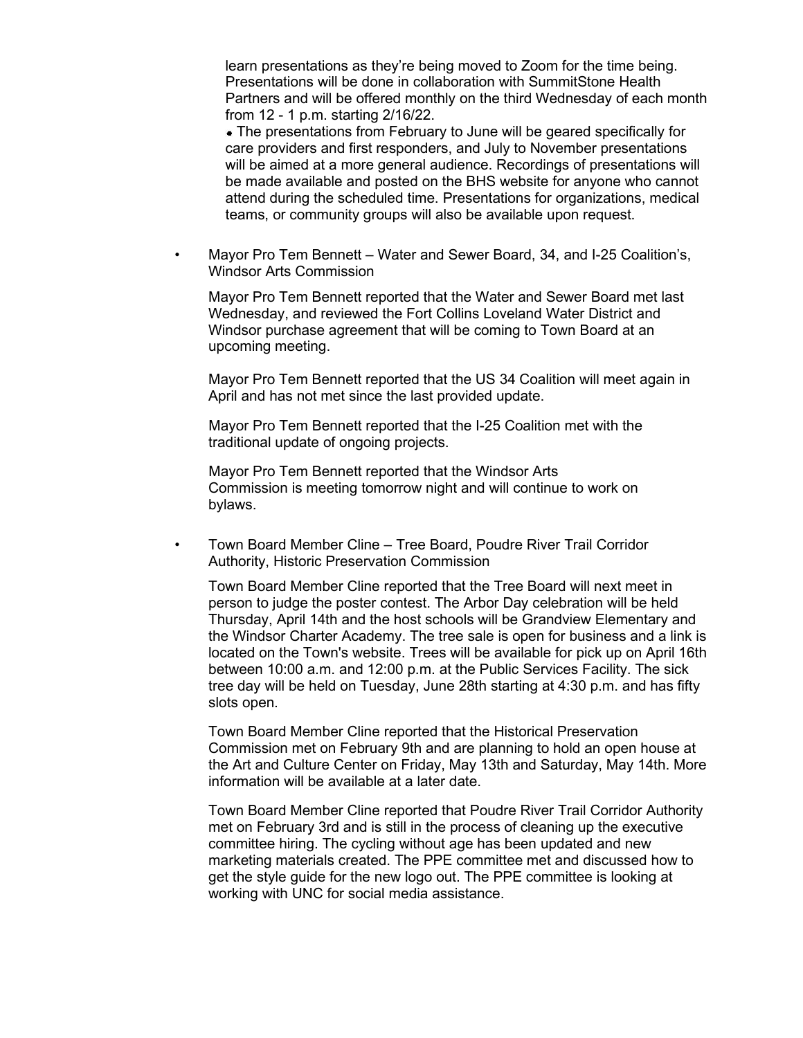learn presentations as they're being moved to Zoom for the time being. Presentations will be done in collaboration with SummitStone Health Partners and will be offered monthly on the third Wednesday of each month from 12 - 1 p.m. starting 2/16/22.

- The presentations from February to June will be geared specifically for care providers and first responders, and July to November presentations will be aimed at a more general audience. Recordings of presentations will be made available and posted on the BHS website for anyone who cannot attend during the scheduled time. Presentations for organizations, medical teams, or community groups will also be available upon request.

- Mayor Pro Tem Bennett – Water and Sewer Board, 34, and I-25 Coalition's, Windsor Arts Commission

  Mayor Pro Tem Bennett reported that the Water and Sewer Board met last Wednesday, and reviewed the Fort Collins Loveland Water District and Windsor purchase agreement that will be coming to Town Board at an upcoming meeting.

  Mayor Pro Tem Bennett reported that the US 34 Coalition will meet again in April and has not met since the last provided update.

  Mayor Pro Tem Bennett reported that the I-25 Coalition met with the traditional update of ongoing projects.

  Mayor Pro Tem Bennett reported that the Windsor Arts Commission is meeting tomorrow night and will continue to work on bylaws.

- Town Board Member Cline – Tree Board, Poudre River Trail Corridor Authority, Historic Preservation Commission

  Town Board Member Cline reported that the Tree Board will next meet in person to judge the poster contest. The Arbor Day celebration will be held Thursday, April 14th and the host schools will be Grandview Elementary and the Windsor Charter Academy. The tree sale is open for business and a link is located on the Town's website. Trees will be available for pick up on April 16th between 10:00 a.m. and 12:00 p.m. at the Public Services Facility. The sick tree day will be held on Tuesday, June 28th starting at 4:30 p.m. and has fifty slots open.

  Town Board Member Cline reported that the Historical Preservation Commission met on February 9th and are planning to hold an open house at the Art and Culture Center on Friday, May 13th and Saturday, May 14th. More information will be available at a later date.

  Town Board Member Cline reported that Poudre River Trail Corridor Authority met on February 3rd and is still in the process of cleaning up the executive committee hiring. The cycling without age has been updated and new marketing materials created. The PPE committee met and discussed how to get the style guide for the new logo out. The PPE committee is looking at working with UNC for social media assistance.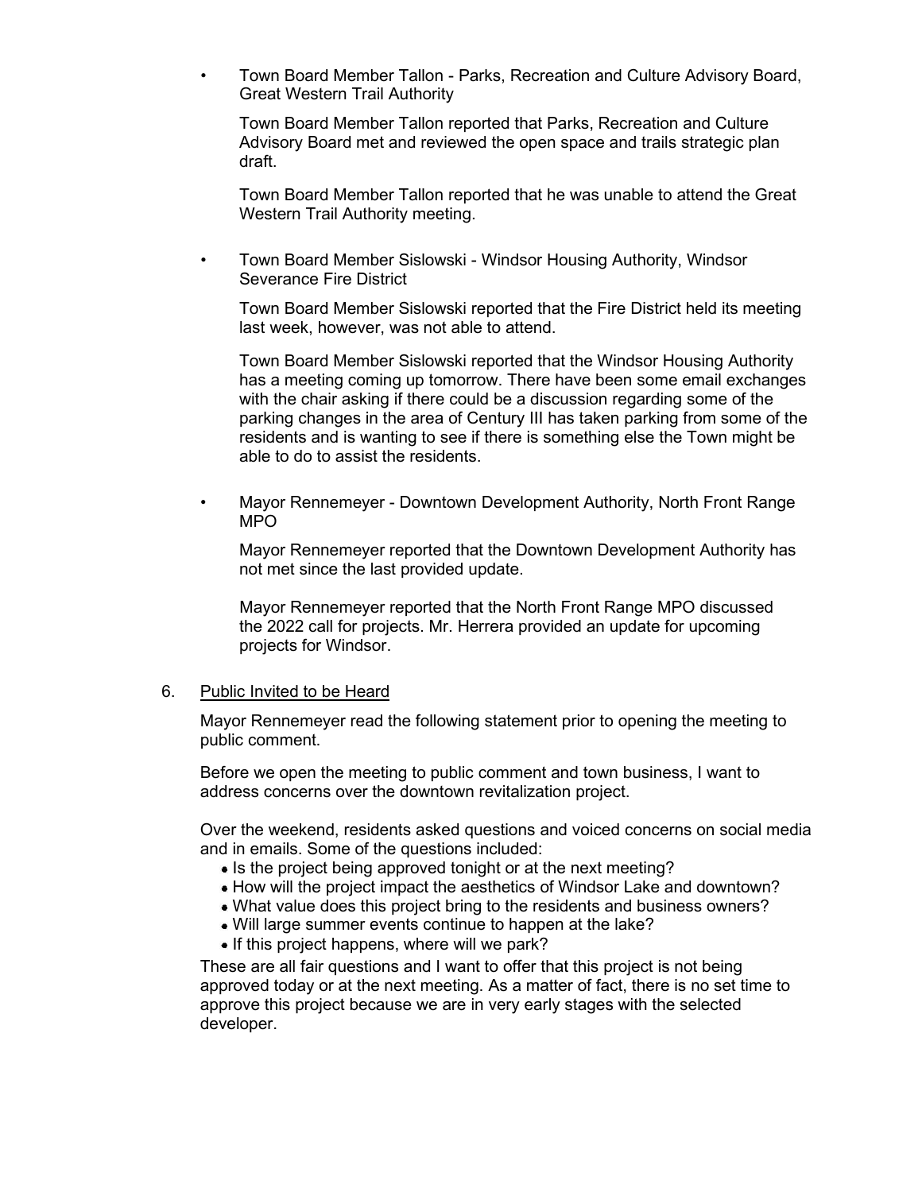- Town Board Member Tallon - Parks, Recreation and Culture Advisory Board, Great Western Trail Authority

  Town Board Member Tallon reported that Parks, Recreation and Culture Advisory Board met and reviewed the open space and trails strategic plan draft.

  Town Board Member Tallon reported that he was unable to attend the Great Western Trail Authority meeting.

- Town Board Member Sislowski - Windsor Housing Authority, Windsor Severance Fire District

  Town Board Member Sislowski reported that the Fire District held its meeting last week, however, was not able to attend.

  Town Board Member Sislowski reported that the Windsor Housing Authority has a meeting coming up tomorrow. There have been some email exchanges with the chair asking if there could be a discussion regarding some of the parking changes in the area of Century III has taken parking from some of the residents and is wanting to see if there is something else the Town might be able to do to assist the residents.

- Mayor Rennemeyer - Downtown Development Authority, North Front Range MPO

  Mayor Rennemeyer reported that the Downtown Development Authority has not met since the last provided update.

  Mayor Rennemeyer reported that the North Front Range MPO discussed the 2022 call for projects. Mr. Herrera provided an update for upcoming projects for Windsor.

6. Public Invited to be Heard

   Mayor Rennemeyer read the following statement prior to opening the meeting to public comment.

   Before we open the meeting to public comment and town business, I want to address concerns over the downtown revitalization project.

   Over the weekend, residents asked questions and voiced concerns on social media and in emails. Some of the questions included:

   - Is the project being approved tonight or at the next meeting?
   - How will the project impact the aesthetics of Windsor Lake and downtown?
   - What value does this project bring to the residents and business owners?
   - Will large summer events continue to happen at the lake?
   - If this project happens, where will we park?

   These are all fair questions and I want to offer that this project is not being approved today or at the next meeting. As a matter of fact, there is no set time to approve this project because we are in very early stages with the selected developer.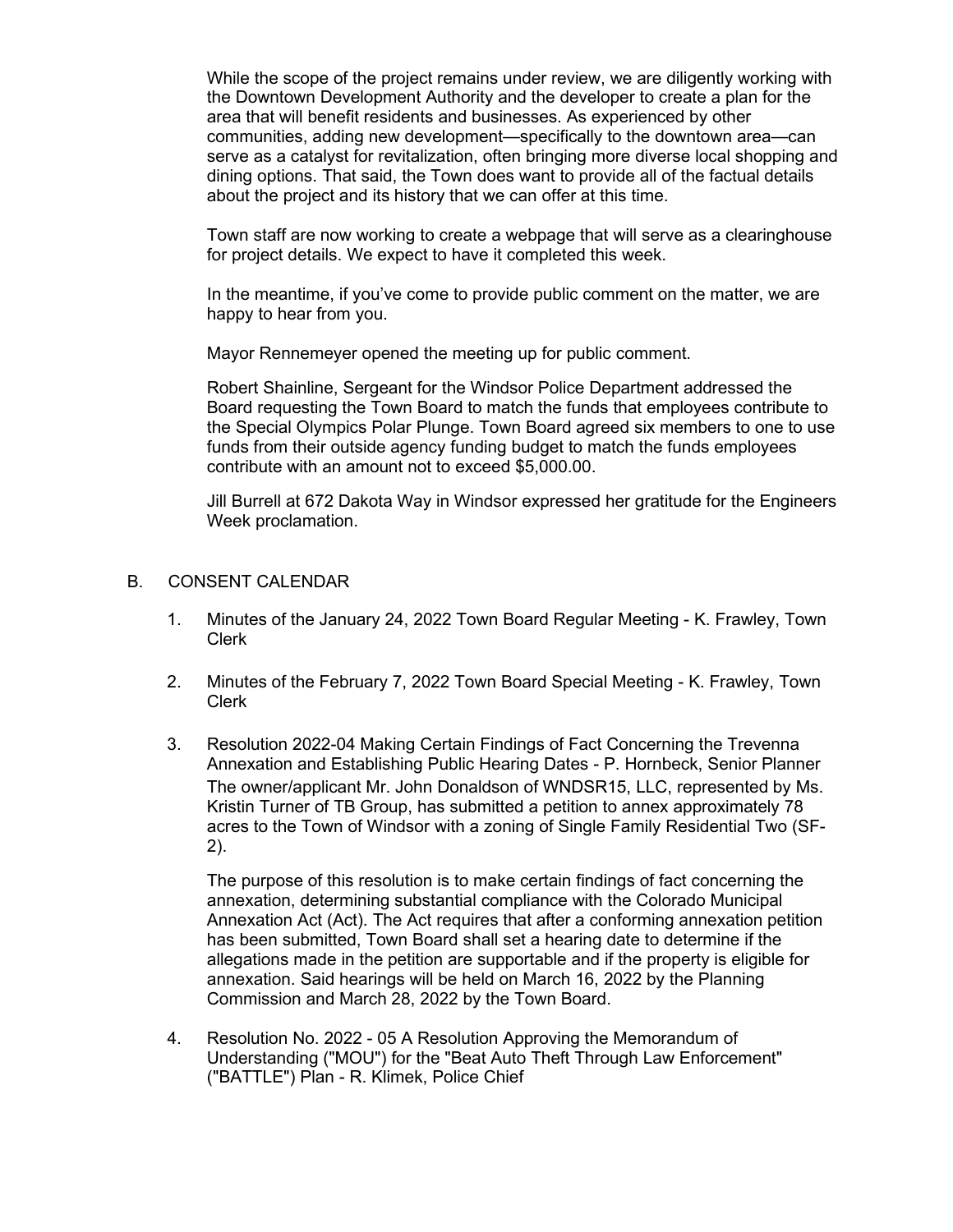While the scope of the project remains under review, we are diligently working with the Downtown Development Authority and the developer to create a plan for the area that will benefit residents and businesses. As experienced by other communities, adding new development—specifically to the downtown area—can serve as a catalyst for revitalization, often bringing more diverse local shopping and dining options. That said, the Town does want to provide all of the factual details about the project and its history that we can offer at this time.

Town staff are now working to create a webpage that will serve as a clearinghouse for project details. We expect to have it completed this week.

In the meantime, if you've come to provide public comment on the matter, we are happy to hear from you.

Mayor Rennemeyer opened the meeting up for public comment.

Robert Shainline, Sergeant for the Windsor Police Department addressed the Board requesting the Town Board to match the funds that employees contribute to the Special Olympics Polar Plunge. Town Board agreed six members to one to use funds from their outside agency funding budget to match the funds employees contribute with an amount not to exceed $5,000.00.

Jill Burrell at 672 Dakota Way in Windsor expressed her gratitude for the Engineers Week proclamation.

B. CONSENT CALENDAR

1. Minutes of the January 24, 2022 Town Board Regular Meeting - K. Frawley, Town Clerk

2. Minutes of the February 7, 2022 Town Board Special Meeting - K. Frawley, Town Clerk

3. Resolution 2022-04 Making Certain Findings of Fact Concerning the Trevenna Annexation and Establishing Public Hearing Dates - P. Hornbeck, Senior Planner

   The owner/applicant Mr. John Donaldson of WNDSR15, LLC, represented by Ms. Kristin Turner of TB Group, has submitted a petition to annex approximately 78 acres to the Town of Windsor with a zoning of Single Family Residential Two (SF-2).

   The purpose of this resolution is to make certain findings of fact concerning the annexation, determining substantial compliance with the Colorado Municipal Annexation Act (Act). The Act requires that after a conforming annexation petition has been submitted, Town Board shall set a hearing date to determine if the allegations made in the petition are supportable and if the property is eligible for annexation. Said hearings will be held on March 16, 2022 by the Planning Commission and March 28, 2022 by the Town Board.

4. Resolution No. 2022 - 05 A Resolution Approving the Memorandum of Understanding ("MOU") for the "Beat Auto Theft Through Law Enforcement" ("BATTLE") Plan - R. Klimek, Police Chief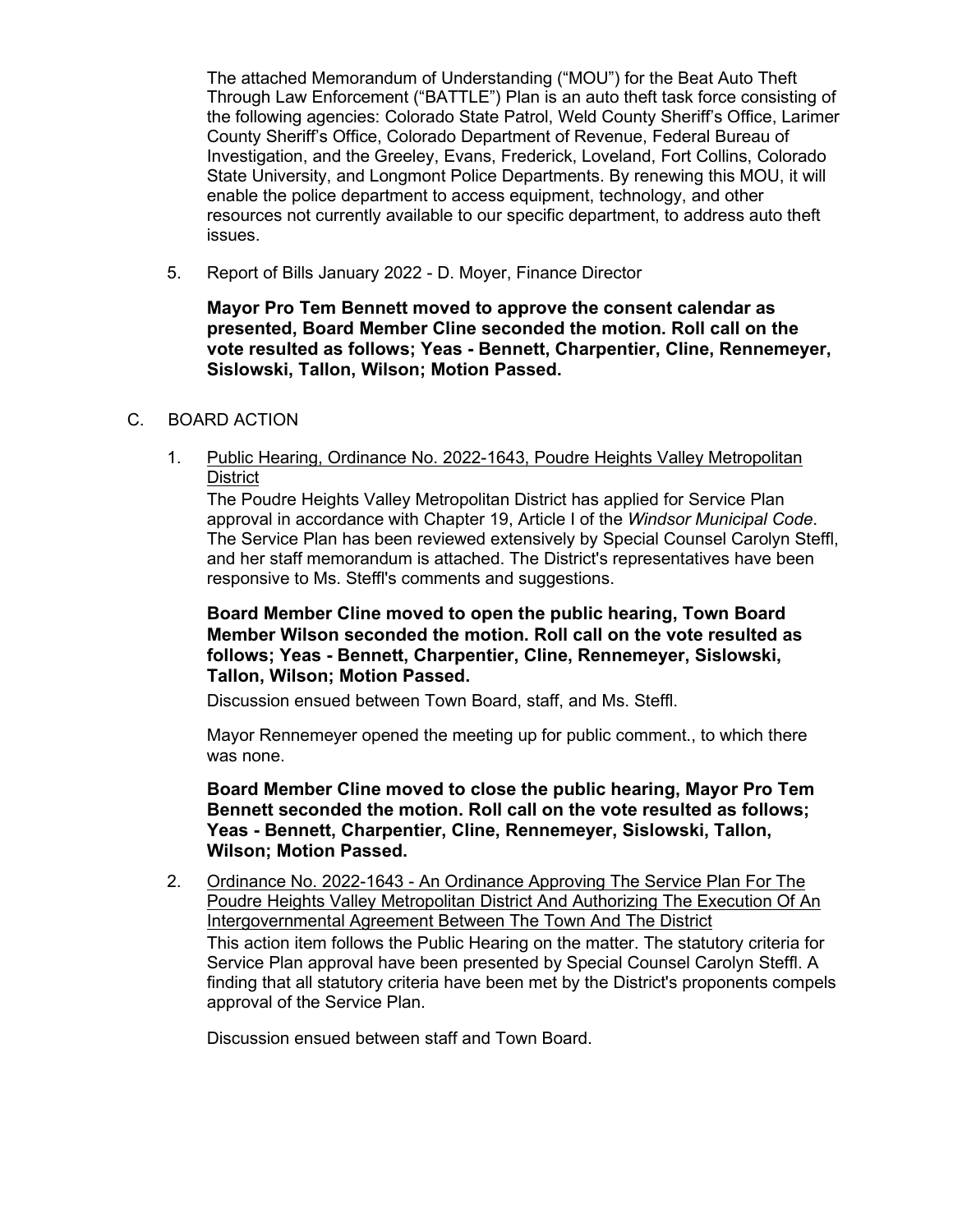The attached Memorandum of Understanding ("MOU") for the Beat Auto Theft Through Law Enforcement ("BATTLE") Plan is an auto theft task force consisting of the following agencies: Colorado State Patrol, Weld County Sheriff's Office, Larimer County Sheriff's Office, Colorado Department of Revenue, Federal Bureau of Investigation, and the Greeley, Evans, Frederick, Loveland, Fort Collins, Colorado State University, and Longmont Police Departments. By renewing this MOU, it will enable the police department to access equipment, technology, and other resources not currently available to our specific department, to address auto theft issues.

5. Report of Bills January 2022 - D. Moyer, Finance Director

**Mayor Pro Tem Bennett moved to approve the consent calendar as presented, Board Member Cline seconded the motion. Roll call on the vote resulted as follows; Yeas - Bennett, Charpentier, Cline, Rennemeyer, Sislowski, Tallon, Wilson; Motion Passed.**

C. BOARD ACTION

1. Public Hearing, Ordinance No. 2022-1643, Poudre Heights Valley Metropolitan District

   The Poudre Heights Valley Metropolitan District has applied for Service Plan approval in accordance with Chapter 19, Article I of the *Windsor Municipal Code*. The Service Plan has been reviewed extensively by Special Counsel Carolyn Steffl, and her staff memorandum is attached. The District's representatives have been responsive to Ms. Steffl's comments and suggestions.

   **Board Member Cline moved to open the public hearing, Town Board Member Wilson seconded the motion. Roll call on the vote resulted as follows; Yeas - Bennett, Charpentier, Cline, Rennemeyer, Sislowski, Tallon, Wilson; Motion Passed.**

   Discussion ensued between Town Board, staff, and Ms. Steffl.

   Mayor Rennemeyer opened the meeting up for public comment., to which there was none.

   **Board Member Cline moved to close the public hearing, Mayor Pro Tem Bennett seconded the motion. Roll call on the vote resulted as follows; Yeas - Bennett, Charpentier, Cline, Rennemeyer, Sislowski, Tallon, Wilson; Motion Passed.**

2. Ordinance No. 2022-1643 - An Ordinance Approving The Service Plan For The Poudre Heights Valley Metropolitan District And Authorizing The Execution Of An Intergovernmental Agreement Between The Town And The District

   This action item follows the Public Hearing on the matter. The statutory criteria for Service Plan approval have been presented by Special Counsel Carolyn Steffl. A finding that all statutory criteria have been met by the District's proponents compels approval of the Service Plan.

   Discussion ensued between staff and Town Board.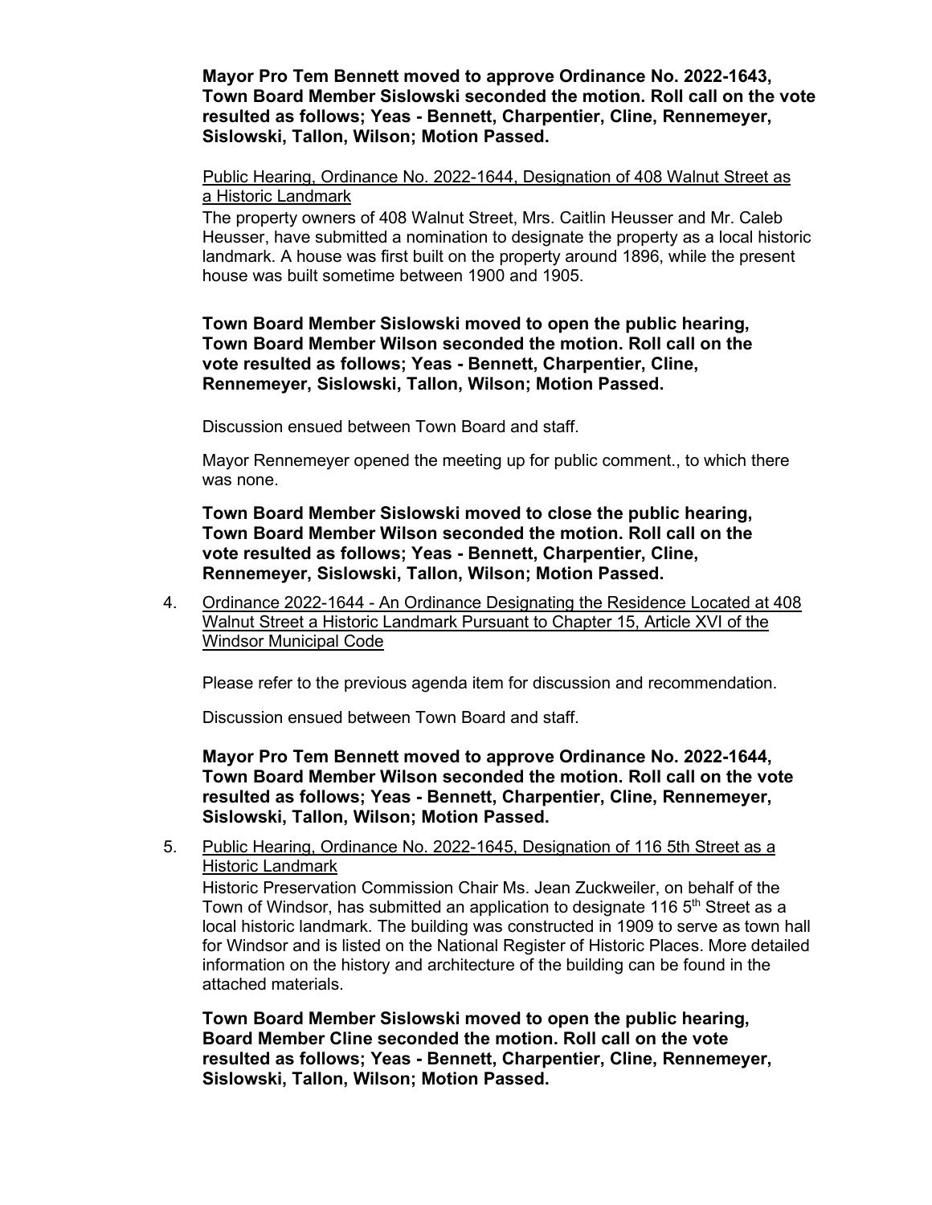**Mayor Pro Tem Bennett moved to approve Ordinance No. 2022-1643, Town Board Member Sislowski seconded the motion. Roll call on the vote resulted as follows; Yeas - Bennett, Charpentier, Cline, Rennemeyer, Sislowski, Tallon, Wilson; Motion Passed.**

Public Hearing, Ordinance No. 2022-1644, Designation of 408 Walnut Street as a Historic Landmark

The property owners of 408 Walnut Street, Mrs. Caitlin Heusser and Mr. Caleb Heusser, have submitted a nomination to designate the property as a local historic landmark. A house was first built on the property around 1896, while the present house was built sometime between 1900 and 1905.

**Town Board Member Sislowski moved to open the public hearing, Town Board Member Wilson seconded the motion. Roll call on the vote resulted as follows; Yeas - Bennett, Charpentier, Cline, Rennemeyer, Sislowski, Tallon, Wilson; Motion Passed.**

Discussion ensued between Town Board and staff.

Mayor Rennemeyer opened the meeting up for public comment., to which there was none.

**Town Board Member Sislowski moved to close the public hearing, Town Board Member Wilson seconded the motion. Roll call on the vote resulted as follows; Yeas - Bennett, Charpentier, Cline, Rennemeyer, Sislowski, Tallon, Wilson; Motion Passed.**

4. Ordinance 2022-1644 - An Ordinance Designating the Residence Located at 408 Walnut Street a Historic Landmark Pursuant to Chapter 15, Article XVI of the Windsor Municipal Code

   Please refer to the previous agenda item for discussion and recommendation.

   Discussion ensued between Town Board and staff.

   **Mayor Pro Tem Bennett moved to approve Ordinance No. 2022-1644, Town Board Member Wilson seconded the motion. Roll call on the vote resulted as follows; Yeas - Bennett, Charpentier, Cline, Rennemeyer, Sislowski, Tallon, Wilson; Motion Passed.**

5. Public Hearing, Ordinance No. 2022-1645, Designation of 116 5th Street as a Historic Landmark

   Historic Preservation Commission Chair Ms. Jean Zuckweiler, on behalf of the Town of Windsor, has submitted an application to designate 116 5th Street as a local historic landmark. The building was constructed in 1909 to serve as town hall for Windsor and is listed on the National Register of Historic Places. More detailed information on the history and architecture of the building can be found in the attached materials.

   **Town Board Member Sislowski moved to open the public hearing, Board Member Cline seconded the motion. Roll call on the vote resulted as follows; Yeas - Bennett, Charpentier, Cline, Rennemeyer, Sislowski, Tallon, Wilson; Motion Passed.**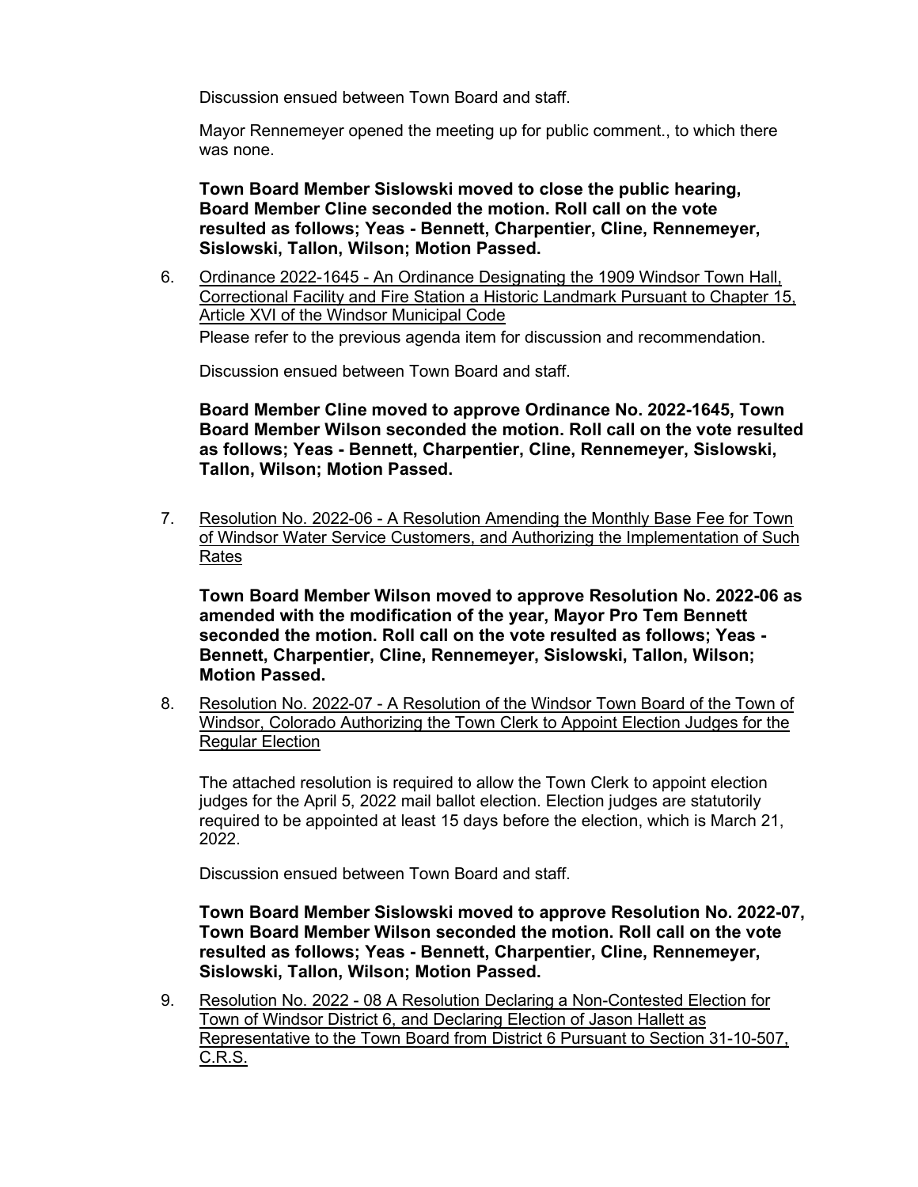Discussion ensued between Town Board and staff.

Mayor Rennemeyer opened the meeting up for public comment., to which there was none.

**Town Board Member Sislowski moved to close the public hearing, Board Member Cline seconded the motion. Roll call on the vote resulted as follows; Yeas - Bennett, Charpentier, Cline, Rennemeyer, Sislowski, Tallon, Wilson; Motion Passed.**

6. Ordinance 2022-1645 - An Ordinance Designating the 1909 Windsor Town Hall, Correctional Facility and Fire Station a Historic Landmark Pursuant to Chapter 15, Article XVI of the Windsor Municipal Code

   Please refer to the previous agenda item for discussion and recommendation.

   Discussion ensued between Town Board and staff.

   **Board Member Cline moved to approve Ordinance No. 2022-1645, Town Board Member Wilson seconded the motion. Roll call on the vote resulted as follows; Yeas - Bennett, Charpentier, Cline, Rennemeyer, Sislowski, Tallon, Wilson; Motion Passed.**

7. Resolution No. 2022-06 - A Resolution Amending the Monthly Base Fee for Town of Windsor Water Service Customers, and Authorizing the Implementation of Such Rates

   **Town Board Member Wilson moved to approve Resolution No. 2022-06 as amended with the modification of the year, Mayor Pro Tem Bennett seconded the motion. Roll call on the vote resulted as follows; Yeas - Bennett, Charpentier, Cline, Rennemeyer, Sislowski, Tallon, Wilson; Motion Passed.**

8. Resolution No. 2022-07 - A Resolution of the Windsor Town Board of the Town of Windsor, Colorado Authorizing the Town Clerk to Appoint Election Judges for the Regular Election

   The attached resolution is required to allow the Town Clerk to appoint election judges for the April 5, 2022 mail ballot election. Election judges are statutorily required to be appointed at least 15 days before the election, which is March 21, 2022.

   Discussion ensued between Town Board and staff.

   **Town Board Member Sislowski moved to approve Resolution No. 2022-07, Town Board Member Wilson seconded the motion. Roll call on the vote resulted as follows; Yeas - Bennett, Charpentier, Cline, Rennemeyer, Sislowski, Tallon, Wilson; Motion Passed.**

9. Resolution No. 2022 - 08 A Resolution Declaring a Non-Contested Election for Town of Windsor District 6, and Declaring Election of Jason Hallett as Representative to the Town Board from District 6 Pursuant to Section 31-10-507, C.R.S.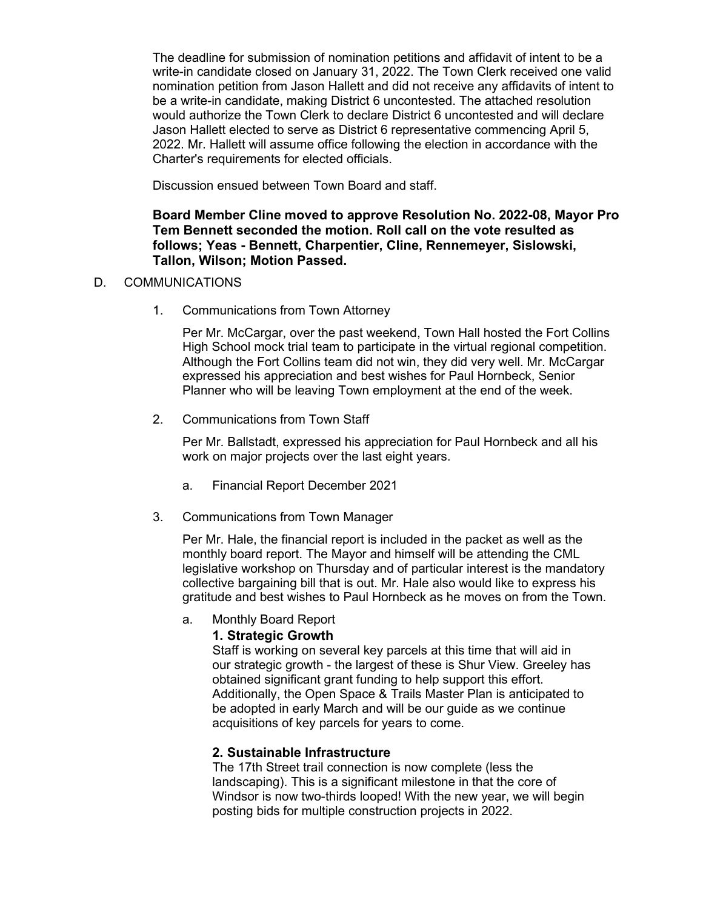The deadline for submission of nomination petitions and affidavit of intent to be a write-in candidate closed on January 31, 2022. The Town Clerk received one valid nomination petition from Jason Hallett and did not receive any affidavits of intent to be a write-in candidate, making District 6 uncontested. The attached resolution would authorize the Town Clerk to declare District 6 uncontested and will declare Jason Hallett elected to serve as District 6 representative commencing April 5, 2022. Mr. Hallett will assume office following the election in accordance with the Charter's requirements for elected officials.

Discussion ensued between Town Board and staff.

**Board Member Cline moved to approve Resolution No. 2022-08, Mayor Pro Tem Bennett seconded the motion. Roll call on the vote resulted as follows; Yeas - Bennett, Charpentier, Cline, Rennemeyer, Sislowski, Tallon, Wilson; Motion Passed.**

D. COMMUNICATIONS

1. Communications from Town Attorney

   Per Mr. McCargar, over the past weekend, Town Hall hosted the Fort Collins High School mock trial team to participate in the virtual regional competition. Although the Fort Collins team did not win, they did very well. Mr. McCargar expressed his appreciation and best wishes for Paul Hornbeck, Senior Planner who will be leaving Town employment at the end of the week.

2. Communications from Town Staff

   Per Mr. Ballstadt, expressed his appreciation for Paul Hornbeck and all his work on major projects over the last eight years.

   a. Financial Report December 2021

3. Communications from Town Manager

   Per Mr. Hale, the financial report is included in the packet as well as the monthly board report. The Mayor and himself will be attending the CML legislative workshop on Thursday and of particular interest is the mandatory collective bargaining bill that is out. Mr. Hale also would like to express his gratitude and best wishes to Paul Hornbeck as he moves on from the Town.

   a. Monthly Board Report

      **1. Strategic Growth**

      Staff is working on several key parcels at this time that will aid in our strategic growth - the largest of these is Shur View. Greeley has obtained significant grant funding to help support this effort. Additionally, the Open Space & Trails Master Plan is anticipated to be adopted in early March and will be our guide as we continue acquisitions of key parcels for years to come.

      **2. Sustainable Infrastructure**

      The 17th Street trail connection is now complete (less the landscaping). This is a significant milestone in that the core of Windsor is now two-thirds looped! With the new year, we will begin posting bids for multiple construction projects in 2022.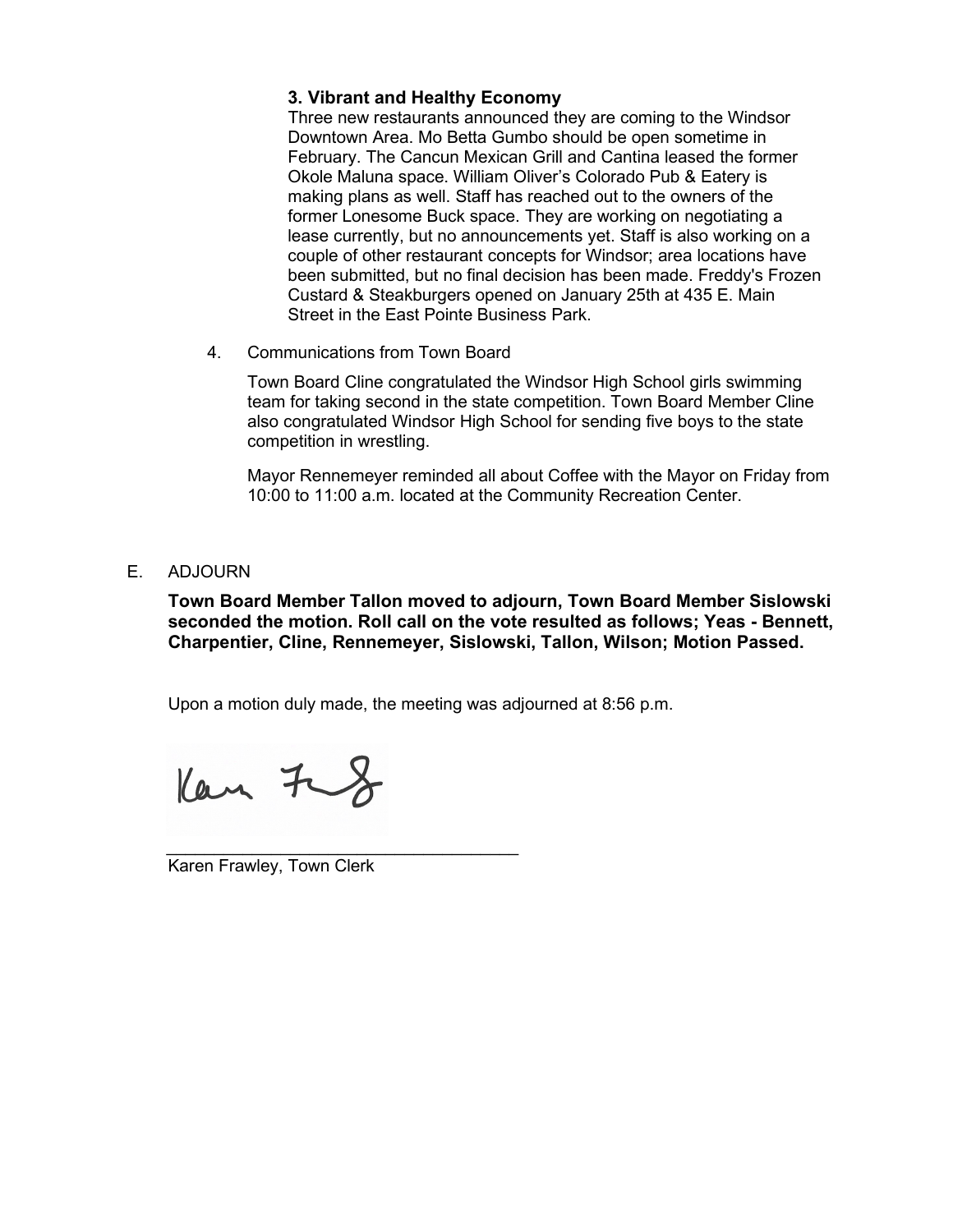**3. Vibrant and Healthy Economy**

Three new restaurants announced they are coming to the Windsor Downtown Area. Mo Betta Gumbo should be open sometime in February. The Cancun Mexican Grill and Cantina leased the former Okole Maluna space. William Oliver's Colorado Pub & Eatery is making plans as well. Staff has reached out to the owners of the former Lonesome Buck space. They are working on negotiating a lease currently, but no announcements yet. Staff is also working on a couple of other restaurant concepts for Windsor; area locations have been submitted, but no final decision has been made. Freddy's Frozen Custard & Steakburgers opened on January 25th at 435 E. Main Street in the East Pointe Business Park.

4. Communications from Town Board

Town Board Cline congratulated the Windsor High School girls swimming team for taking second in the state competition. Town Board Member Cline also congratulated Windsor High School for sending five boys to the state competition in wrestling.

Mayor Rennemeyer reminded all about Coffee with the Mayor on Friday from 10:00 to 11:00 a.m. located at the Community Recreation Center.

E. ADJOURN

**Town Board Member Tallon moved to adjourn, Town Board Member Sislowski seconded the motion. Roll call on the vote resulted as follows; Yeas - Bennett, Charpentier, Cline, Rennemeyer, Sislowski, Tallon, Wilson; Motion Passed.**

Upon a motion duly made, the meeting was adjourned at 8:56 p.m.

Karen Frawley, Town Clerk